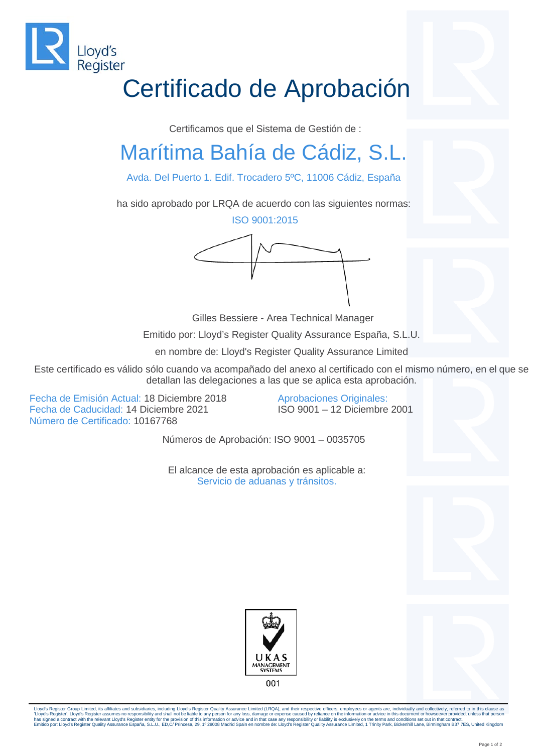Lloyd's Register

# Certificado de Aprobación

Certificamos que el Sistema de Gestión de :

## Marítima Bahía de Cádiz, S.L.

Avda. Del Puerto 1. Edif. Trocadero 5ºC, 11006 Cádiz, España

ha sido aprobado por LRQA de acuerdo con las siguientes normas:

ISO 9001:2015

Gilles Bessiere - Area Technical Manager

Emitido por: Lloyd's Register Quality Assurance España, S.L.U.

en nombre de: Lloyd's Register Quality Assurance Limited

Este certificado es válido sólo cuando va acompañado del anexo al certificado con el mismo número, en el que se detallan las delegaciones a las que se aplica esta aprobación.

Fecha de Emisión Actual: 18 Diciembre 2018
Fecha de Caducidad: 14 Diciembre 2021
Número de Certificado: 10167768

Aprobaciones Originales:
ISO 9001 – 12 Diciembre 2001

Números de Aprobación: ISO 9001 – 0035705

El alcance de esta aprobación es aplicable a:
Servicio de aduanas y tránsitos.

UKAS MANAGEMENT SYSTEMS
001

Lloyd's Register Group Limited, its affiliates and subsidiaries, including Lloyd's Register Quality Assurance Limited (LRQA), and their respective officers, employees or agents are, individually and collectively, referred to in this clause as 'Lloyd's Register'. Lloyd's Register assumes no responsibility and shall not be liable to any person for any loss, damage or expense caused by reliance on the information or advice in this document or howsoever provided, unless that person has signed a contract with the relevant Lloyd's Register entity for the provision of this information or advice and in that case any responsibility or liability is exclusively on the terms and conditions set out in that contract.
Emitido por: Lloyd's Register Quality Assurance España, S.L.U., ED,C/ Princesa, 29, 1º 28008 Madrid Spain en nombre de: Lloyd's Register Quality Assurance Limited, 1 Trinity Park, Bickenhill Lane, Birmingham B37 7ES, United Kingdom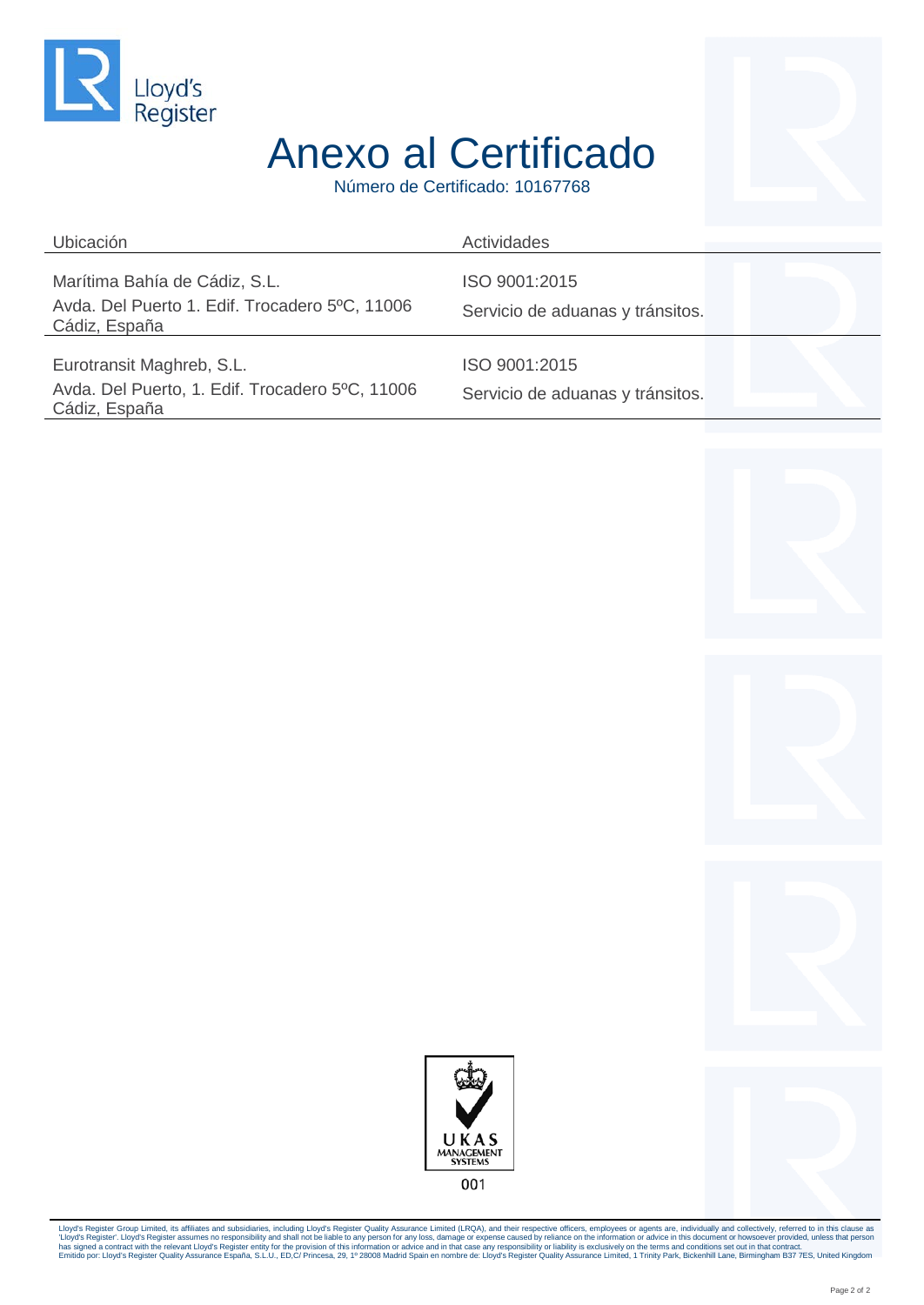Lloyd's Register

# Anexo al Certificado

Número de Certificado: 10167768

| Ubicación | Actividades |
| --- | --- |
| Marítima Bahía de Cádiz, S.L.<br>Avda. Del Puerto 1. Edif. Trocadero 5ºC, 11006 Cádiz, España | ISO 9001:2015<br>Servicio de aduanas y tránsitos. |
| Eurotransit Maghreb, S.L.<br>Avda. Del Puerto, 1. Edif. Trocadero 5ºC, 11006 Cádiz, España | ISO 9001:2015<br>Servicio de aduanas y tránsitos. |

UKAS MANAGEMENT SYSTEMS

001

Lloyd's Register Group Limited, its affiliates and subsidiaries, including Lloyd's Register Quality Assurance Limited (LRQA), and their respective officers, employees or agents are, individually and collectively, referred to in this clause as 'Lloyd's Register'. Lloyd's Register assumes no responsibility and shall not be liable to any person for any loss, damage or expense caused by reliance on the information or advice in this document or howsoever provided, unless that person has signed a contract with the relevant Lloyd's Register entity for the provision of this information or advice and in that case any responsibility or liability is exclusively on the terms and conditions set out in that contract.
Emitido por: Lloyd's Register Quality Assurance España, S.L.U., ED,C/ Princesa, 29, 1º 28008 Madrid Spain en nombre de: Lloyd's Register Quality Assurance Limited, 1 Trinity Park, Bickenhill Lane, Birmingham B37 7ES, United Kingdom